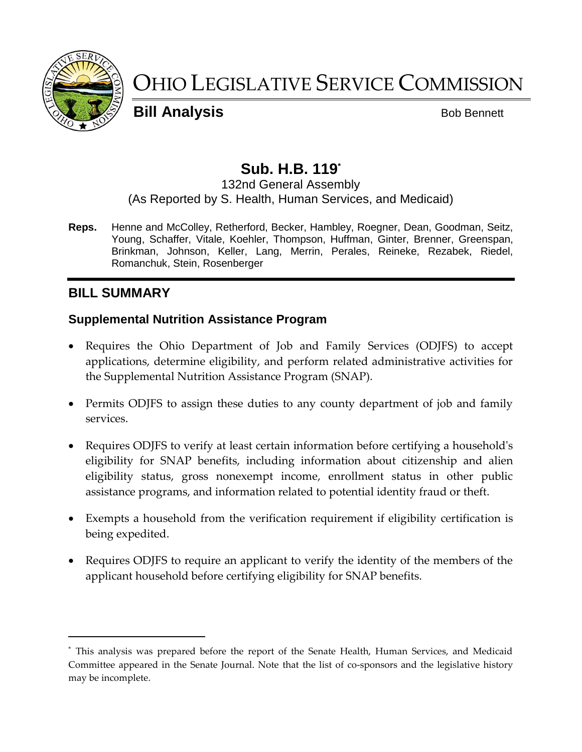# OHIO LEGISLATIVE SERVICE COMMISSION

**Bill Analysis** Bob Bennett

## Sub. H.B. 119*

132nd General Assembly
(As Reported by S. Health, Human Services, and Medicaid)

**Reps.** Henne and McColley, Retherford, Becker, Hambley, Roegner, Dean, Goodman, Seitz, Young, Schaffer, Vitale, Koehler, Thompson, Huffman, Ginter, Brenner, Greenspan, Brinkman, Johnson, Keller, Lang, Merrin, Perales, Reineke, Rezabek, Riedel, Romanchuk, Stein, Rosenberger

## BILL SUMMARY

### Supplemental Nutrition Assistance Program

- Requires the Ohio Department of Job and Family Services (ODJFS) to accept applications, determine eligibility, and perform related administrative activities for the Supplemental Nutrition Assistance Program (SNAP).
- Permits ODJFS to assign these duties to any county department of job and family services.
- Requires ODJFS to verify at least certain information before certifying a household's eligibility for SNAP benefits, including information about citizenship and alien eligibility status, gross nonexempt income, enrollment status in other public assistance programs, and information related to potential identity fraud or theft.
- Exempts a household from the verification requirement if eligibility certification is being expedited.
- Requires ODJFS to require an applicant to verify the identity of the members of the applicant household before certifying eligibility for SNAP benefits.

---

* This analysis was prepared before the report of the Senate Health, Human Services, and Medicaid Committee appeared in the Senate Journal. Note that the list of co-sponsors and the legislative history may be incomplete.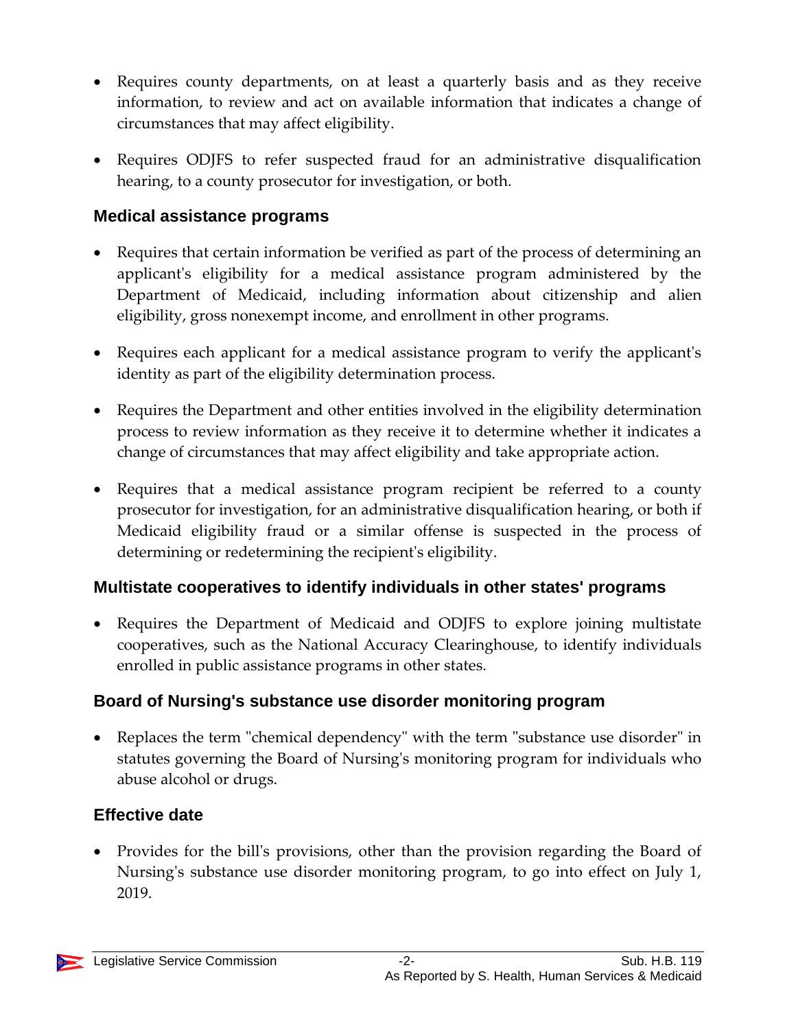- Requires county departments, on at least a quarterly basis and as they receive information, to review and act on available information that indicates a change of circumstances that may affect eligibility.

- Requires ODJFS to refer suspected fraud for an administrative disqualification hearing, to a county prosecutor for investigation, or both.

### Medical assistance programs

- Requires that certain information be verified as part of the process of determining an applicant's eligibility for a medical assistance program administered by the Department of Medicaid, including information about citizenship and alien eligibility, gross nonexempt income, and enrollment in other programs.

- Requires each applicant for a medical assistance program to verify the applicant's identity as part of the eligibility determination process.

- Requires the Department and other entities involved in the eligibility determination process to review information as they receive it to determine whether it indicates a change of circumstances that may affect eligibility and take appropriate action.

- Requires that a medical assistance program recipient be referred to a county prosecutor for investigation, for an administrative disqualification hearing, or both if Medicaid eligibility fraud or a similar offense is suspected in the process of determining or redetermining the recipient's eligibility.

### Multistate cooperatives to identify individuals in other states' programs

- Requires the Department of Medicaid and ODJFS to explore joining multistate cooperatives, such as the National Accuracy Clearinghouse, to identify individuals enrolled in public assistance programs in other states.

### Board of Nursing's substance use disorder monitoring program

- Replaces the term "chemical dependency" with the term "substance use disorder" in statutes governing the Board of Nursing's monitoring program for individuals who abuse alcohol or drugs.

### Effective date

- Provides for the bill's provisions, other than the provision regarding the Board of Nursing's substance use disorder monitoring program, to go into effect on July 1, 2019.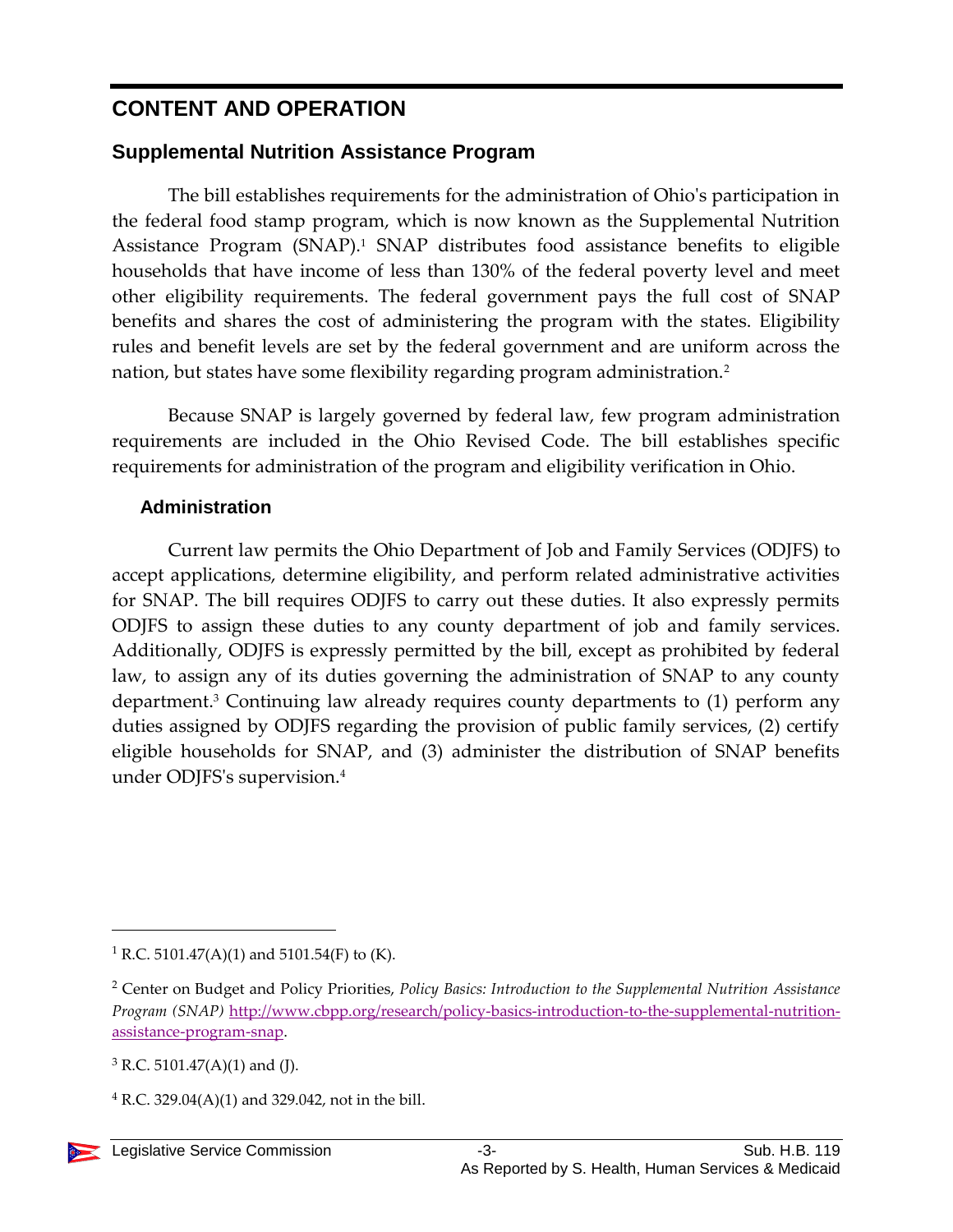## CONTENT AND OPERATION

### Supplemental Nutrition Assistance Program

The bill establishes requirements for the administration of Ohio's participation in the federal food stamp program, which is now known as the Supplemental Nutrition Assistance Program (SNAP).[1] SNAP distributes food assistance benefits to eligible households that have income of less than 130% of the federal poverty level and meet other eligibility requirements. The federal government pays the full cost of SNAP benefits and shares the cost of administering the program with the states. Eligibility rules and benefit levels are set by the federal government and are uniform across the nation, but states have some flexibility regarding program administration.[2]

Because SNAP is largely governed by federal law, few program administration requirements are included in the Ohio Revised Code. The bill establishes specific requirements for administration of the program and eligibility verification in Ohio.

#### Administration

Current law permits the Ohio Department of Job and Family Services (ODJFS) to accept applications, determine eligibility, and perform related administrative activities for SNAP. The bill requires ODJFS to carry out these duties. It also expressly permits ODJFS to assign these duties to any county department of job and family services. Additionally, ODJFS is expressly permitted by the bill, except as prohibited by federal law, to assign any of its duties governing the administration of SNAP to any county department.[3] Continuing law already requires county departments to (1) perform any duties assigned by ODJFS regarding the provision of public family services, (2) certify eligible households for SNAP, and (3) administer the distribution of SNAP benefits under ODJFS's supervision.[4]

---

[1] R.C. 5101.47(A)(1) and 5101.54(F) to (K).

[2] Center on Budget and Policy Priorities, *Policy Basics: Introduction to the Supplemental Nutrition Assistance Program (SNAP)* http://www.cbpp.org/research/policy-basics-introduction-to-the-supplemental-nutrition-assistance-program-snap.

[3] R.C. 5101.47(A)(1) and (J).

[4] R.C. 329.04(A)(1) and 329.042, not in the bill.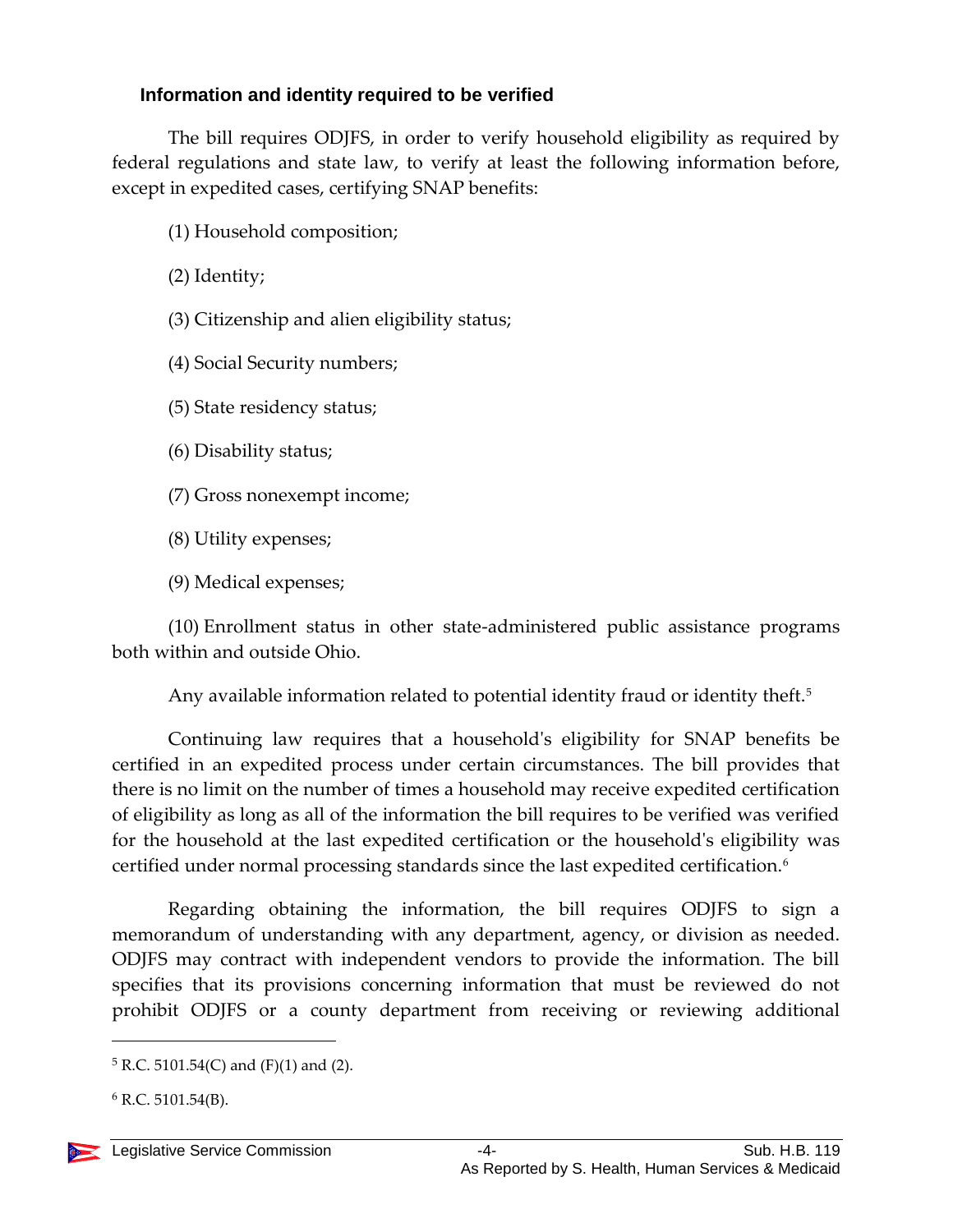### Information and identity required to be verified

The bill requires ODJFS, in order to verify household eligibility as required by federal regulations and state law, to verify at least the following information before, except in expedited cases, certifying SNAP benefits:

(1) Household composition;

(2) Identity;

(3) Citizenship and alien eligibility status;

(4) Social Security numbers;

(5) State residency status;

(6) Disability status;

(7) Gross nonexempt income;

(8) Utility expenses;

(9) Medical expenses;

(10) Enrollment status in other state-administered public assistance programs both within and outside Ohio.

Any available information related to potential identity fraud or identity theft.[5]

Continuing law requires that a household's eligibility for SNAP benefits be certified in an expedited process under certain circumstances. The bill provides that there is no limit on the number of times a household may receive expedited certification of eligibility as long as all of the information the bill requires to be verified was verified for the household at the last expedited certification or the household's eligibility was certified under normal processing standards since the last expedited certification.[6]

Regarding obtaining the information, the bill requires ODJFS to sign a memorandum of understanding with any department, agency, or division as needed. ODJFS may contract with independent vendors to provide the information. The bill specifies that its provisions concerning information that must be reviewed do not prohibit ODJFS or a county department from receiving or reviewing additional

---

[5] R.C. 5101.54(C) and (F)(1) and (2).

[6] R.C. 5101.54(B).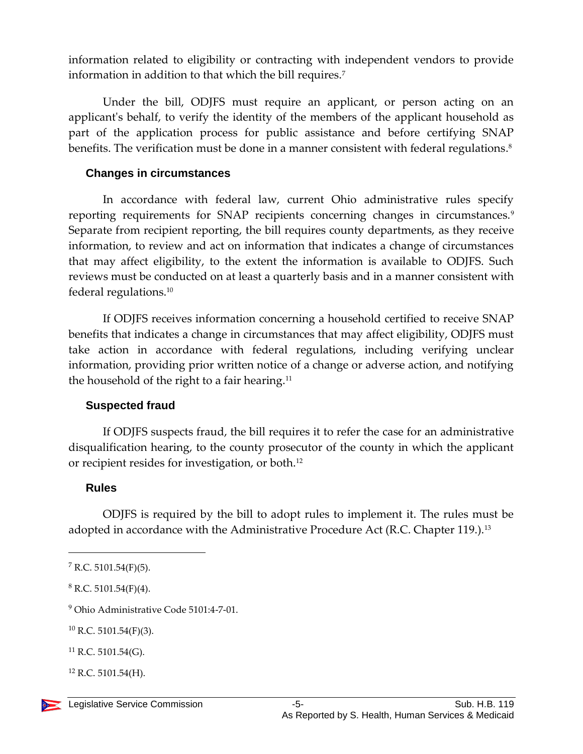information related to eligibility or contracting with independent vendors to provide information in addition to that which the bill requires.[7]

Under the bill, ODJFS must require an applicant, or person acting on an applicant's behalf, to verify the identity of the members of the applicant household as part of the application process for public assistance and before certifying SNAP benefits. The verification must be done in a manner consistent with federal regulations.[8]

### Changes in circumstances

In accordance with federal law, current Ohio administrative rules specify reporting requirements for SNAP recipients concerning changes in circumstances.[9] Separate from recipient reporting, the bill requires county departments, as they receive information, to review and act on information that indicates a change of circumstances that may affect eligibility, to the extent the information is available to ODJFS. Such reviews must be conducted on at least a quarterly basis and in a manner consistent with federal regulations.[10]

If ODJFS receives information concerning a household certified to receive SNAP benefits that indicates a change in circumstances that may affect eligibility, ODJFS must take action in accordance with federal regulations, including verifying unclear information, providing prior written notice of a change or adverse action, and notifying the household of the right to a fair hearing.[11]

### Suspected fraud

If ODJFS suspects fraud, the bill requires it to refer the case for an administrative disqualification hearing, to the county prosecutor of the county in which the applicant or recipient resides for investigation, or both.[12]

### Rules

ODJFS is required by the bill to adopt rules to implement it. The rules must be adopted in accordance with the Administrative Procedure Act (R.C. Chapter 119.).[13]

---

[7] R.C. 5101.54(F)(5).

[8] R.C. 5101.54(F)(4).

[9] Ohio Administrative Code 5101:4-7-01.

[10] R.C. 5101.54(F)(3).

[11] R.C. 5101.54(G).

[12] R.C. 5101.54(H).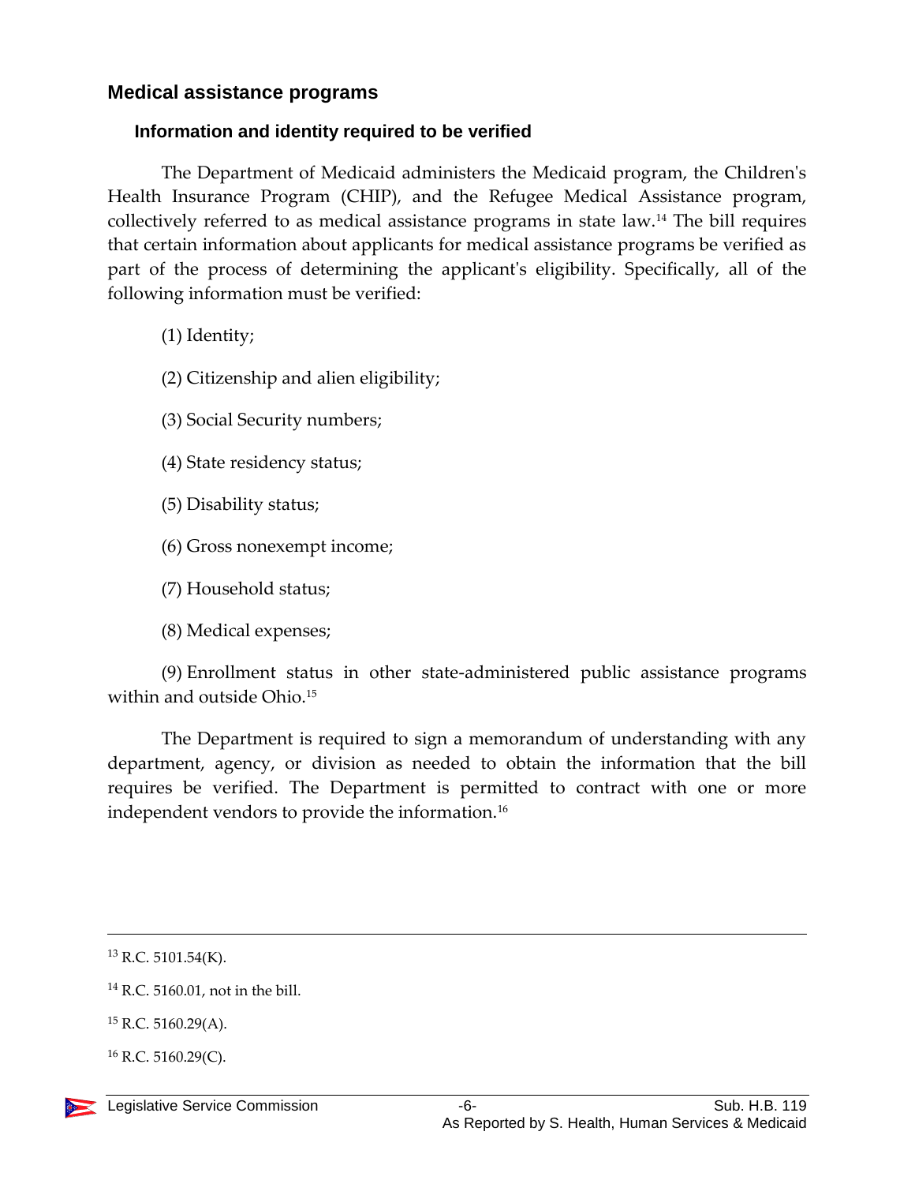## Medical assistance programs

### Information and identity required to be verified

The Department of Medicaid administers the Medicaid program, the Children's Health Insurance Program (CHIP), and the Refugee Medical Assistance program, collectively referred to as medical assistance programs in state law.[14] The bill requires that certain information about applicants for medical assistance programs be verified as part of the process of determining the applicant's eligibility. Specifically, all of the following information must be verified:

(1) Identity;

(2) Citizenship and alien eligibility;

(3) Social Security numbers;

(4) State residency status;

(5) Disability status;

(6) Gross nonexempt income;

(7) Household status;

(8) Medical expenses;

(9) Enrollment status in other state-administered public assistance programs within and outside Ohio.[15]

The Department is required to sign a memorandum of understanding with any department, agency, or division as needed to obtain the information that the bill requires be verified. The Department is permitted to contract with one or more independent vendors to provide the information.[16]

---

[13] R.C. 5101.54(K).

[14] R.C. 5160.01, not in the bill.

[15] R.C. 5160.29(A).

[16] R.C. 5160.29(C).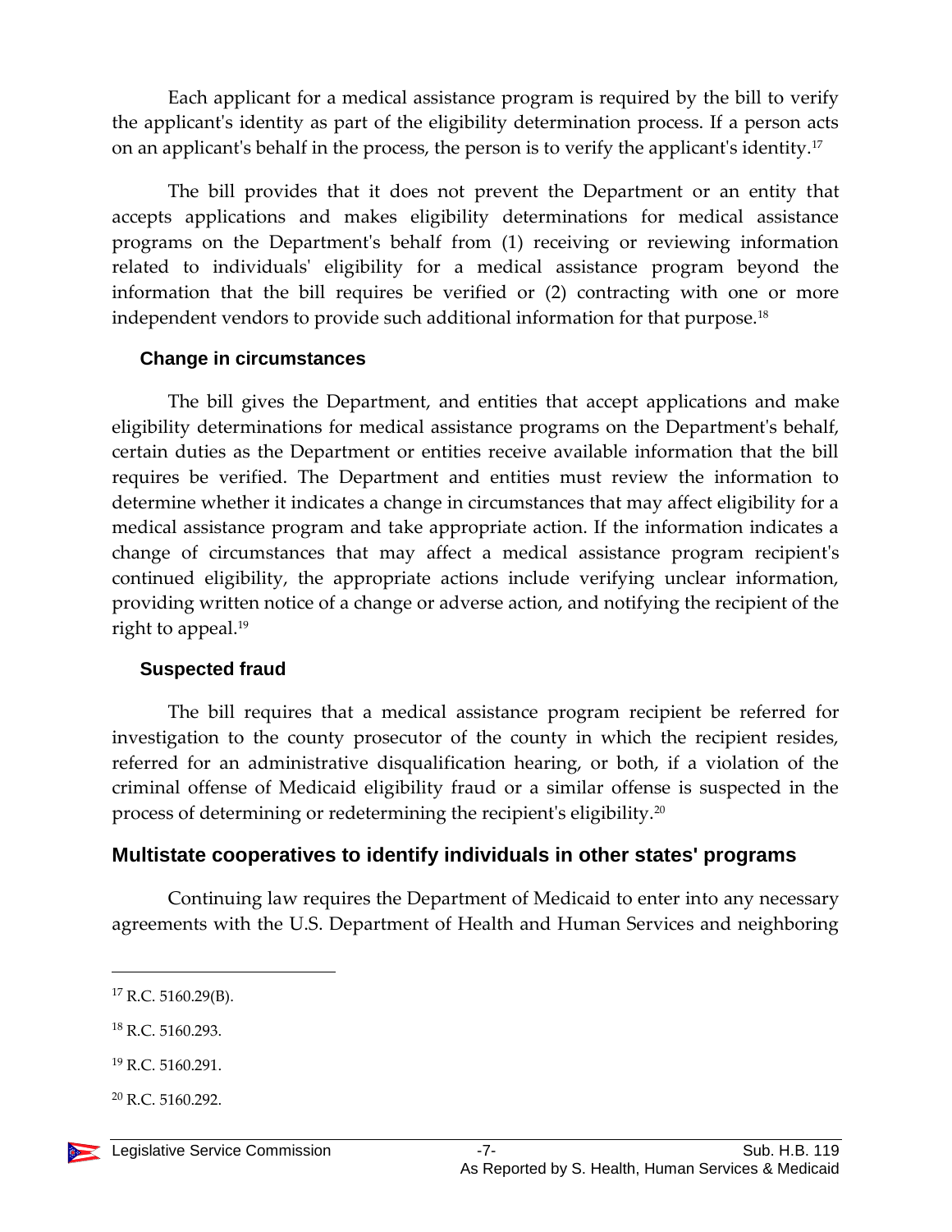Each applicant for a medical assistance program is required by the bill to verify the applicant's identity as part of the eligibility determination process. If a person acts on an applicant's behalf in the process, the person is to verify the applicant's identity.[17]

The bill provides that it does not prevent the Department or an entity that accepts applications and makes eligibility determinations for medical assistance programs on the Department's behalf from (1) receiving or reviewing information related to individuals' eligibility for a medical assistance program beyond the information that the bill requires be verified or (2) contracting with one or more independent vendors to provide such additional information for that purpose.[18]

### Change in circumstances

The bill gives the Department, and entities that accept applications and make eligibility determinations for medical assistance programs on the Department's behalf, certain duties as the Department or entities receive available information that the bill requires be verified. The Department and entities must review the information to determine whether it indicates a change in circumstances that may affect eligibility for a medical assistance program and take appropriate action. If the information indicates a change of circumstances that may affect a medical assistance program recipient's continued eligibility, the appropriate actions include verifying unclear information, providing written notice of a change or adverse action, and notifying the recipient of the right to appeal.[19]

### Suspected fraud

The bill requires that a medical assistance program recipient be referred for investigation to the county prosecutor of the county in which the recipient resides, referred for an administrative disqualification hearing, or both, if a violation of the criminal offense of Medicaid eligibility fraud or a similar offense is suspected in the process of determining or redetermining the recipient's eligibility.[20]

## Multistate cooperatives to identify individuals in other states' programs

Continuing law requires the Department of Medicaid to enter into any necessary agreements with the U.S. Department of Health and Human Services and neighboring

---

[17] R.C. 5160.29(B).

[18] R.C. 5160.293.

[19] R.C. 5160.291.

[20] R.C. 5160.292.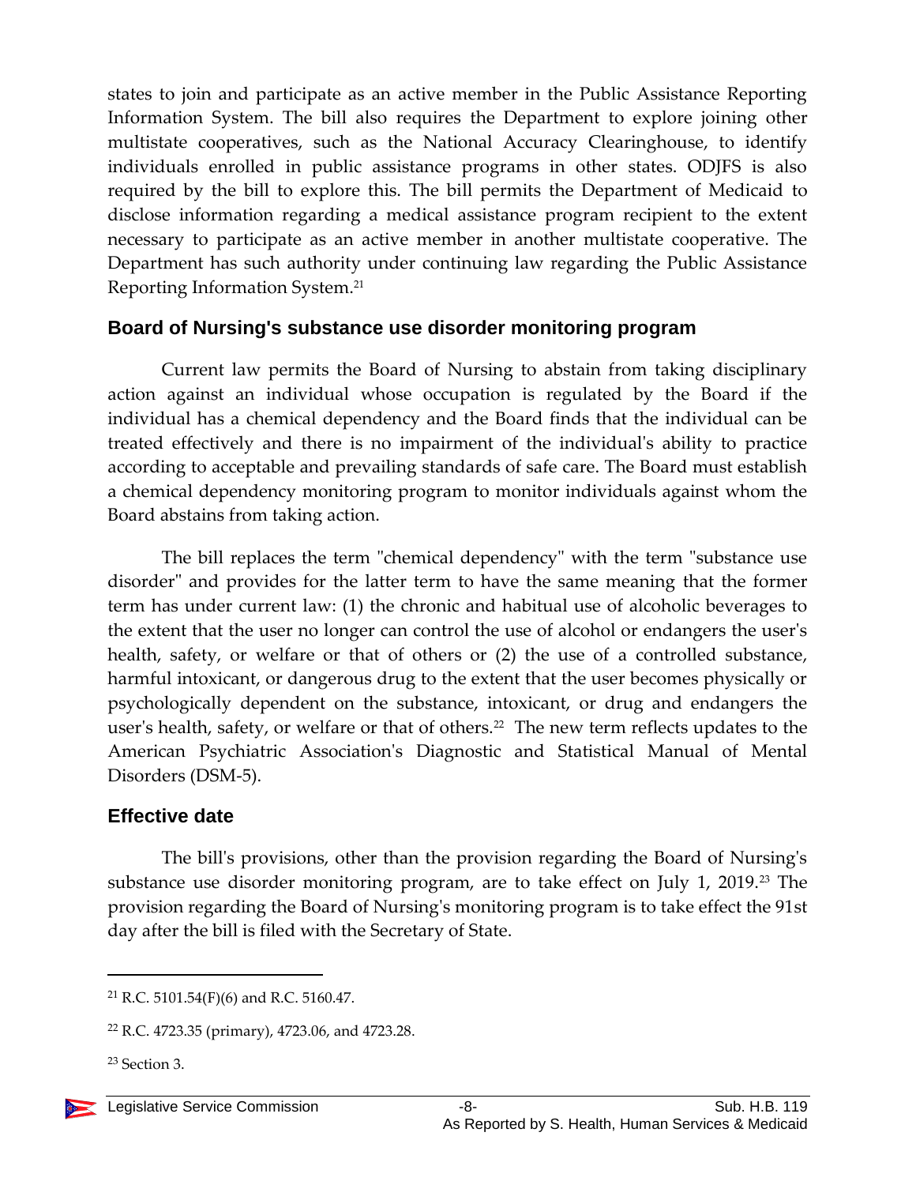states to join and participate as an active member in the Public Assistance Reporting Information System. The bill also requires the Department to explore joining other multistate cooperatives, such as the National Accuracy Clearinghouse, to identify individuals enrolled in public assistance programs in other states. ODJFS is also required by the bill to explore this. The bill permits the Department of Medicaid to disclose information regarding a medical assistance program recipient to the extent necessary to participate as an active member in another multistate cooperative. The Department has such authority under continuing law regarding the Public Assistance Reporting Information System.[21]

## Board of Nursing's substance use disorder monitoring program

Current law permits the Board of Nursing to abstain from taking disciplinary action against an individual whose occupation is regulated by the Board if the individual has a chemical dependency and the Board finds that the individual can be treated effectively and there is no impairment of the individual's ability to practice according to acceptable and prevailing standards of safe care. The Board must establish a chemical dependency monitoring program to monitor individuals against whom the Board abstains from taking action.

The bill replaces the term "chemical dependency" with the term "substance use disorder" and provides for the latter term to have the same meaning that the former term has under current law: (1) the chronic and habitual use of alcoholic beverages to the extent that the user no longer can control the use of alcohol or endangers the user's health, safety, or welfare or that of others or (2) the use of a controlled substance, harmful intoxicant, or dangerous drug to the extent that the user becomes physically or psychologically dependent on the substance, intoxicant, or drug and endangers the user's health, safety, or welfare or that of others.[22] The new term reflects updates to the American Psychiatric Association's Diagnostic and Statistical Manual of Mental Disorders (DSM-5).

## Effective date

The bill's provisions, other than the provision regarding the Board of Nursing's substance use disorder monitoring program, are to take effect on July 1, 2019.[23] The provision regarding the Board of Nursing's monitoring program is to take effect the 91st day after the bill is filed with the Secretary of State.

---

[21] R.C. 5101.54(F)(6) and R.C. 5160.47.

[22] R.C. 4723.35 (primary), 4723.06, and 4723.28.

[23] Section 3.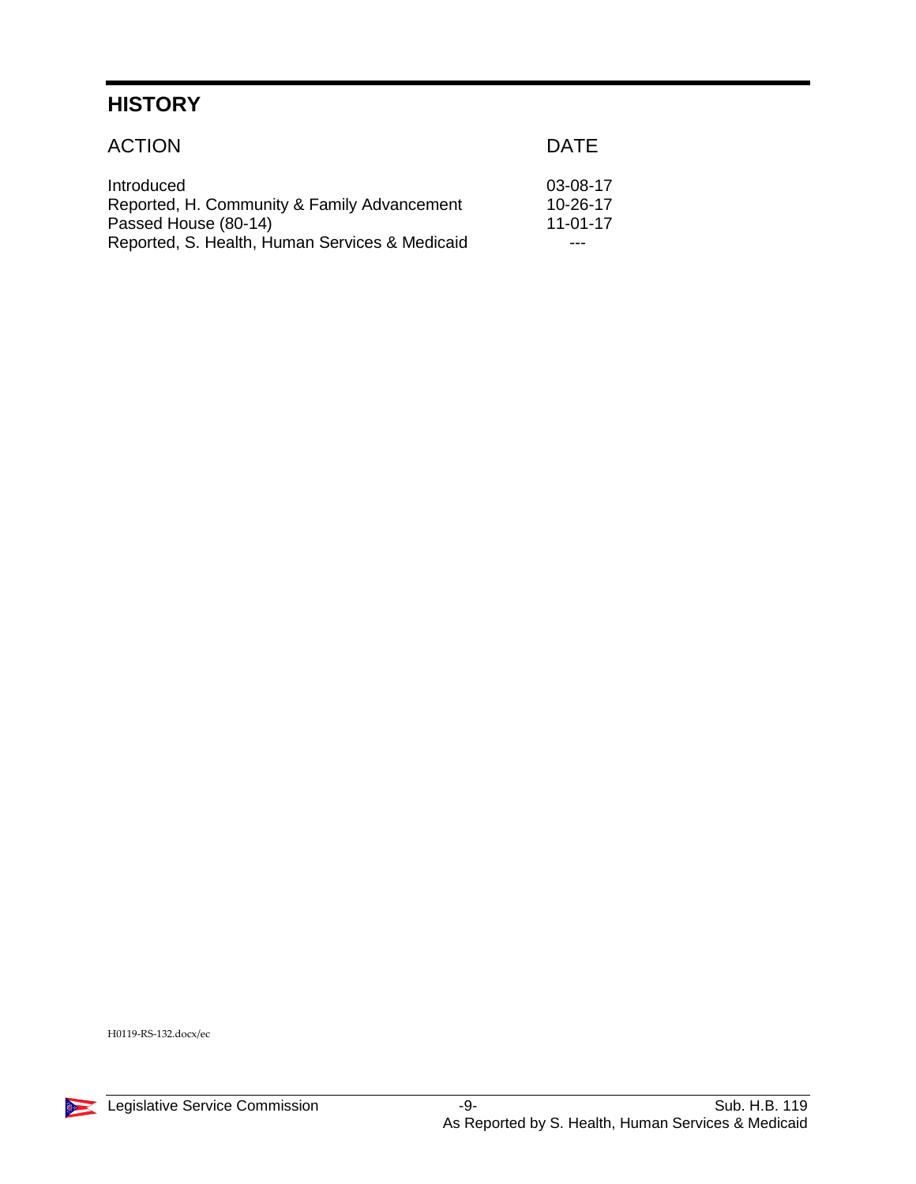## HISTORY

| ACTION | DATE |
|---|---|
| Introduced | 03-08-17 |
| Reported, H. Community & Family Advancement | 10-26-17 |
| Passed House (80-14) | 11-01-17 |
| Reported, S. Health, Human Services & Medicaid | --- |

H0119-RS-132.docx/ec